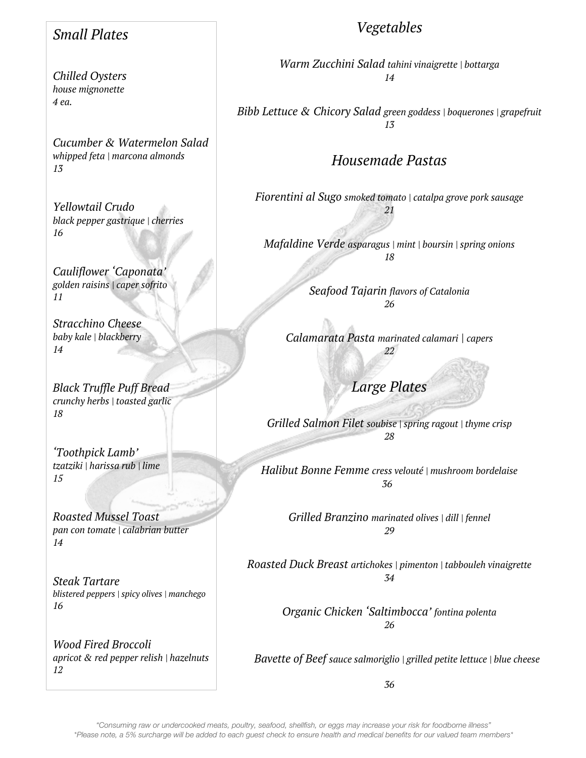## *Small Plates*

*Chilled Oysters*
*house mignonette*
*4 ea.*

*Cucumber & Watermelon Salad*
*whipped feta | marcona almonds*
*13*

*Yellowtail Crudo*
*black pepper gastrique | cherries*
*16*

*Cauliflower 'Caponata'*
*golden raisins | caper sofrito*
*11*

*Stracchino Cheese*
*baby kale | blackberry*
*14*

*Black Truffle Puff Bread*
*crunchy herbs | toasted garlic*
*18*

*'Toothpick Lamb'*
*tzatziki | harissa rub | lime*
*15*

*Roasted Mussel Toast*
*pan con tomate | calabrian butter*
*14*

*Steak Tartare*
*blistered peppers | spicy olives | manchego*
*16*

*Wood Fired Broccoli*
*apricot & red pepper relish | hazelnuts*
*12*

## *Vegetables*

*Warm Zucchini Salad* *tahini vinaigrette | bottarga*
*14*

*Bibb Lettuce & Chicory Salad* *green goddess | boquerones | grapefruit*
*13*

## *Housemade Pastas*

*Fiorentini al Sugo* *smoked tomato | catalpa grove pork sausage*
*21*

*Mafaldine Verde* *asparagus | mint | boursin | spring onions*
*18*

*Seafood Tajarin* *flavors of Catalonia*
*26*

*Calamarata Pasta* *marinated calamari | capers*
*22*

## *Large Plates*

*Grilled Salmon Filet* *soubise | spring ragout | thyme crisp*
*28*

*Halibut Bonne Femme* *cress velouté | mushroom bordelaise*
*36*

*Grilled Branzino* *marinated olives | dill | fennel*
*29*

*Roasted Duck Breast* *artichokes | pimenton | tabbouleh vinaigrette*
*34*

*Organic Chicken 'Saltimbocca'* *fontina polenta*
*26*

*Bavette of Beef* *sauce salmoriglio | grilled petite lettuce | blue cheese*
*36*

*"Consuming raw or undercooked meats, poultry, seafood, shellfish, or eggs may increase your risk for foodborne illness"*
*Please note, a 5% surcharge will be added to each guest check to ensure health and medical benefits for our valued team members*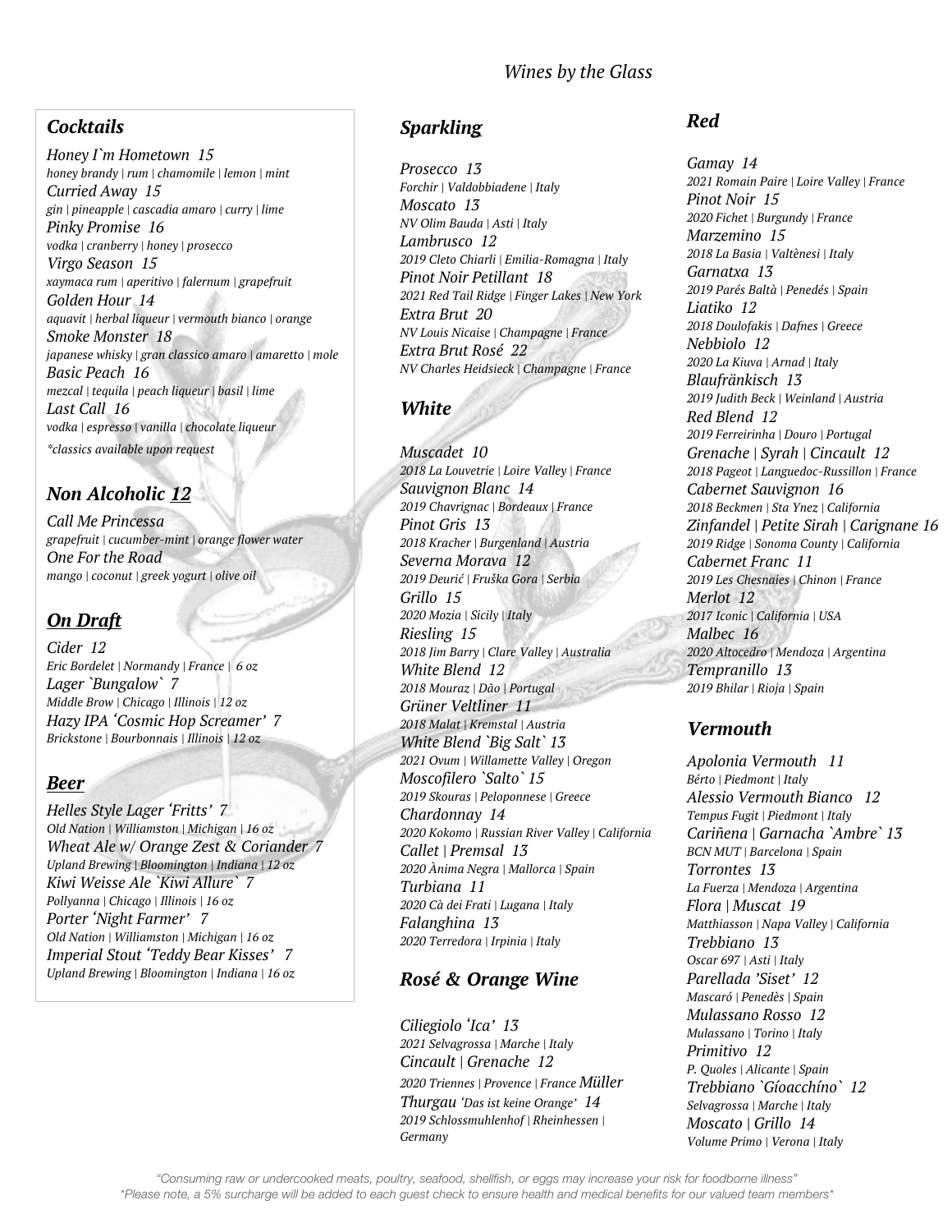# Wines by the Glass

## Cocktails

*Honey I`m Hometown 15*
*honey brandy | rum | chamomile | lemon | mint*
*Curried Away 15*
*gin | pineapple | cascadia amaro | curry | lime*
*Pinky Promise 16*
*vodka | cranberry | honey | prosecco*
*Virgo Season 15*
*xaymaca rum | aperitivo | falernum | grapefruit*
*Golden Hour 14*
*aquavit | herbal liqueur | vermouth bianco | orange*
*Smoke Monster 18*
*japanese whisky | gran classico amaro | amaretto | mole*
*Basic Peach 16*
*mezcal | tequila | peach liqueur | basil | lime*
*Last Call 16*
*vodka | espresso | vanilla | chocolate liqueur*
*\*classics available upon request*

## Non Alcoholic 12

*Call Me Princessa*
*grapefruit | cucumber-mint | orange flower water*
*One For the Road*
*mango | coconut | greek yogurt | olive oil*

## On Draft

*Cider 12*
*Eric Bordelet | Normandy | France | 6 oz*
*Lager `Bungalow` 7*
*Middle Brow | Chicago | Illinois | 12 oz*
*Hazy IPA 'Cosmic Hop Screamer' 7*
*Brickstone | Bourbonnais | Illinois | 12 oz*

## Beer

*Helles Style Lager 'Fritts' 7*
*Old Nation | Williamston | Michigan | 16 oz*
*Wheat Ale w/ Orange Zest & Coriander 7*
*Upland Brewing | Bloomington | Indiana | 12 oz*
*Kiwi Weisse Ale `Kiwi Allure` 7*
*Pollyanna | Chicago | Illinois | 16 oz*
*Porter 'Night Farmer' 7*
*Old Nation | Williamston | Michigan | 16 oz*
*Imperial Stout 'Teddy Bear Kisses' 7*
*Upland Brewing | Bloomington | Indiana | 16 oz*

## Sparkling

*Prosecco 13*
*Forchir | Valdobbiadene | Italy*
*Moscato 13*
*NV Olim Bauda | Asti | Italy*
*Lambrusco 12*
*2019 Cleto Chiarli | Emilia-Romagna | Italy*
*Pinot Noir Petillant 18*
*2021 Red Tail Ridge | Finger Lakes | New York*
*Extra Brut 20*
*NV Louis Nicaise | Champagne | France*
*Extra Brut Rosé 22*
*NV Charles Heidsieck | Champagne | France*

## White

*Muscadet 10*
*2018 La Louvetrie | Loire Valley | France*
*Sauvignon Blanc 14*
*2019 Chavrignac | Bordeaux | France*
*Pinot Gris 13*
*2018 Kracher | Burgenland | Austria*
*Severna Morava 12*
*2019 Deurić | Fruška Gora | Serbia*
*Grillo 15*
*2020 Mozia | Sicily | Italy*
*Riesling 15*
*2018 Jim Barry | Clare Valley | Australia*
*White Blend 12*
*2018 Mouraz | Dão | Portugal*
*Grüner Veltliner 11*
*2018 Malat | Kremstal | Austria*
*White Blend `Big Salt` 13*
*2021 Ovum | Willamette Valley | Oregon*
*Moscofilero `Salto` 15*
*2019 Skouras | Peloponnese | Greece*
*Chardonnay 14*
*2020 Kokomo | Russian River Valley | California*
*Callet | Premsal 13*
*2020 Ànima Negra | Mallorca | Spain*
*Turbiana 11*
*2020 Cà dei Frati | Lugana | Italy*
*Falanghina 13*
*2020 Terredora | Irpinia | Italy*

## Rosé & Orange Wine

*Ciliegiolo 'Ica' 13*
*2021 Selvagrossa | Marche | Italy*
*Cincault | Grenache 12*
*2020 Triennes | Provence | France*
*Müller Thurgau 'Das ist keine Orange' 14*
*2019 Schlossmuhlenhof | Rheinhessen | Germany*

## Red

*Gamay 14*
*2021 Romain Paire | Loire Valley | France*
*Pinot Noir 15*
*2020 Fichet | Burgundy | France*
*Marzemino 15*
*2018 La Basia | Valtènesi | Italy*
*Garnatxa 13*
*2019 Parés Baltà | Penedés | Spain*
*Liatiko 12*
*2018 Doulofakis | Dafnes | Greece*
*Nebbiolo 12*
*2020 La Kiuva | Arnad | Italy*
*Blaufränkisch 13*
*2019 Judith Beck | Weinland | Austria*
*Red Blend 12*
*2019 Ferreirinha | Douro | Portugal*
*Grenache | Syrah | Cincault 12*
*2018 Pageot | Languedoc-Russillon | France*
*Cabernet Sauvignon 16*
*2018 Beckmen | Sta Ynez | California*
*Zinfandel | Petite Sirah | Carignane 16*
*2019 Ridge | Sonoma County | California*
*Cabernet Franc 11*
*2019 Les Chesnaies | Chinon | France*
*Merlot 12*
*2017 Iconic | California | USA*
*Malbec 16*
*2020 Altocedro | Mendoza | Argentina*
*Tempranillo 13*
*2019 Bhilar | Rioja | Spain*

## Vermouth

*Apolonia Vermouth 11*
*Bérto | Piedmont | Italy*
*Alessio Vermouth Bianco 12*
*Tempus Fugit | Piedmont | Italy*
*Cariñena | Garnacha `Ambre` 13*
*BCN MUT | Barcelona | Spain*
*Torrontes 13*
*La Fuerza | Mendoza | Argentina*
*Flora | Muscat 19*
*Matthiasson | Napa Valley | California*
*Trebbiano 13*
*Oscar 697 | Asti | Italy*
*Parellada 'Siset' 12*
*Mascaró | Penedès | Spain*
*Mulassano Rosso 12*
*Mulassano | Torino | Italy*
*Primitivo 12*
*P. Quoles | Alicante | Spain*
*Trebbiano `Gíoacchíno` 12*
*Selvagrossa | Marche | Italy*
*Moscato | Grillo 14*
*Volume Primo | Verona | Italy*

*"Consuming raw or undercooked meats, poultry, seafood, shellfish, or eggs may increase your risk for foodborne illness"*
*\*Please note, a 5% surcharge will be added to each guest check to ensure health and medical benefits for our valued team members\**